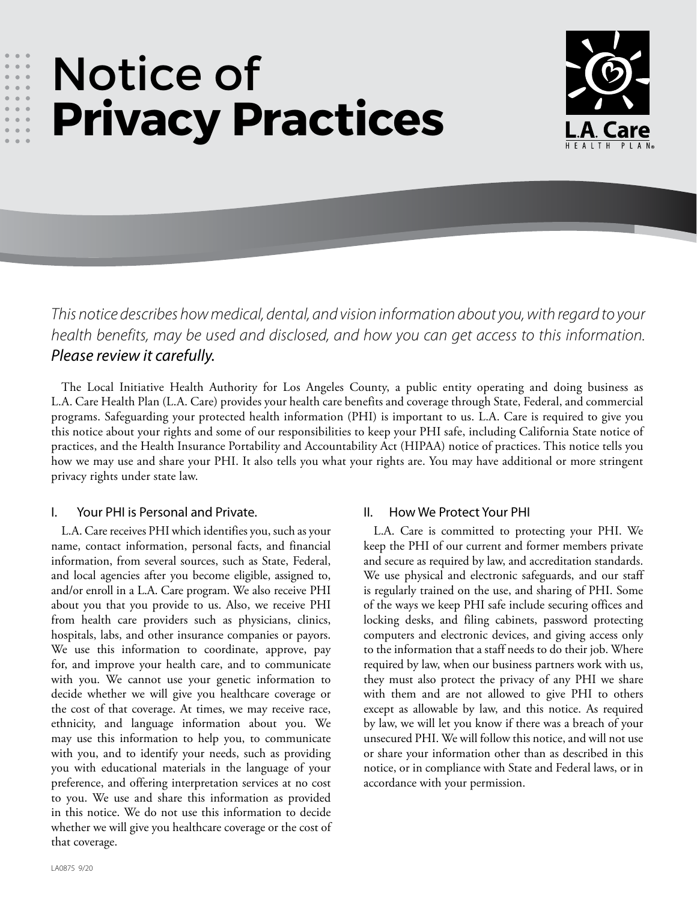# Notice of **Privacy Practices**

*This notice describes how medical, dental, and vision information about you, with regard to your health benefits, may be used and disclosed, and how you can get access to this information. **Please review it carefully.***

The Local Initiative Health Authority for Los Angeles County, a public entity operating and doing business as L.A. Care Health Plan (L.A. Care) provides your health care benefits and coverage through State, Federal, and commercial programs. Safeguarding your protected health information (PHI) is important to us. L.A. Care is required to give you this notice about your rights and some of our responsibilities to keep your PHI safe, including California State notice of practices, and the Health Insurance Portability and Accountability Act (HIPAA) notice of practices. This notice tells you how we may use and share your PHI. It also tells you what your rights are. You may have additional or more stringent privacy rights under state law.

## I. Your PHI is Personal and Private.

L.A. Care receives PHI which identifies you, such as your name, contact information, personal facts, and financial information, from several sources, such as State, Federal, and local agencies after you become eligible, assigned to, and/or enroll in a L.A. Care program. We also receive PHI about you that you provide to us. Also, we receive PHI from health care providers such as physicians, clinics, hospitals, labs, and other insurance companies or payors. We use this information to coordinate, approve, pay for, and improve your health care, and to communicate with you. We cannot use your genetic information to decide whether we will give you healthcare coverage or the cost of that coverage. At times, we may receive race, ethnicity, and language information about you. We may use this information to help you, to communicate with you, and to identify your needs, such as providing you with educational materials in the language of your preference, and offering interpretation services at no cost to you. We use and share this information as provided in this notice. We do not use this information to decide whether we will give you healthcare coverage or the cost of that coverage.

## II. How We Protect Your PHI

L.A. Care is committed to protecting your PHI. We keep the PHI of our current and former members private and secure as required by law, and accreditation standards. We use physical and electronic safeguards, and our staff is regularly trained on the use, and sharing of PHI. Some of the ways we keep PHI safe include securing offices and locking desks, and filing cabinets, password protecting computers and electronic devices, and giving access only to the information that a staff needs to do their job. Where required by law, when our business partners work with us, they must also protect the privacy of any PHI we share with them and are not allowed to give PHI to others except as allowable by law, and this notice. As required by law, we will let you know if there was a breach of your unsecured PHI. We will follow this notice, and will not use or share your information other than as described in this notice, or in compliance with State and Federal laws, or in accordance with your permission.

LA0875 9/20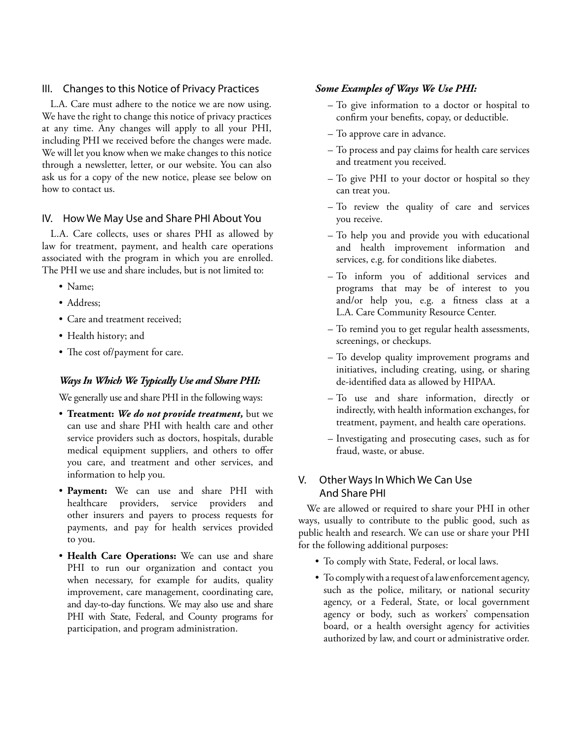## III. Changes to this Notice of Privacy Practices

L.A. Care must adhere to the notice we are now using. We have the right to change this notice of privacy practices at any time. Any changes will apply to all your PHI, including PHI we received before the changes were made. We will let you know when we make changes to this notice through a newsletter, letter, or our website. You can also ask us for a copy of the new notice, please see below on how to contact us.

## IV. How We May Use and Share PHI About You

L.A. Care collects, uses or shares PHI as allowed by law for treatment, payment, and health care operations associated with the program in which you are enrolled. The PHI we use and share includes, but is not limited to:

- Name;
- Address;
- Care and treatment received;
- Health history; and
- The cost of/payment for care.

### *Ways In Which We Typically Use and Share PHI:*

We generally use and share PHI in the following ways:

- **Treatment:** ***We do not provide treatment,*** but we can use and share PHI with health care and other service providers such as doctors, hospitals, durable medical equipment suppliers, and others to offer you care, and treatment and other services, and information to help you.
- **Payment:** We can use and share PHI with healthcare providers, service providers and other insurers and payers to process requests for payments, and pay for health services provided to you.
- **Health Care Operations:** We can use and share PHI to run our organization and contact you when necessary, for example for audits, quality improvement, care management, coordinating care, and day-to-day functions. We may also use and share PHI with State, Federal, and County programs for participation, and program administration.

### *Some Examples of Ways We Use PHI:*

- To give information to a doctor or hospital to confirm your benefits, copay, or deductible.
- To approve care in advance.
- To process and pay claims for health care services and treatment you received.
- To give PHI to your doctor or hospital so they can treat you.
- To review the quality of care and services you receive.
- To help you and provide you with educational and health improvement information and services, e.g. for conditions like diabetes.
- To inform you of additional services and programs that may be of interest to you and/or help you, e.g. a fitness class at a L.A. Care Community Resource Center.
- To remind you to get regular health assessments, screenings, or checkups.
- To develop quality improvement programs and initiatives, including creating, using, or sharing de-identified data as allowed by HIPAA.
- To use and share information, directly or indirectly, with health information exchanges, for treatment, payment, and health care operations.
- Investigating and prosecuting cases, such as for fraud, waste, or abuse.

## V. Other Ways In Which We Can Use And Share PHI

We are allowed or required to share your PHI in other ways, usually to contribute to the public good, such as public health and research. We can use or share your PHI for the following additional purposes:

- To comply with State, Federal, or local laws.
- To comply with a request of a law enforcement agency, such as the police, military, or national security agency, or a Federal, State, or local government agency or body, such as workers' compensation board, or a health oversight agency for activities authorized by law, and court or administrative order.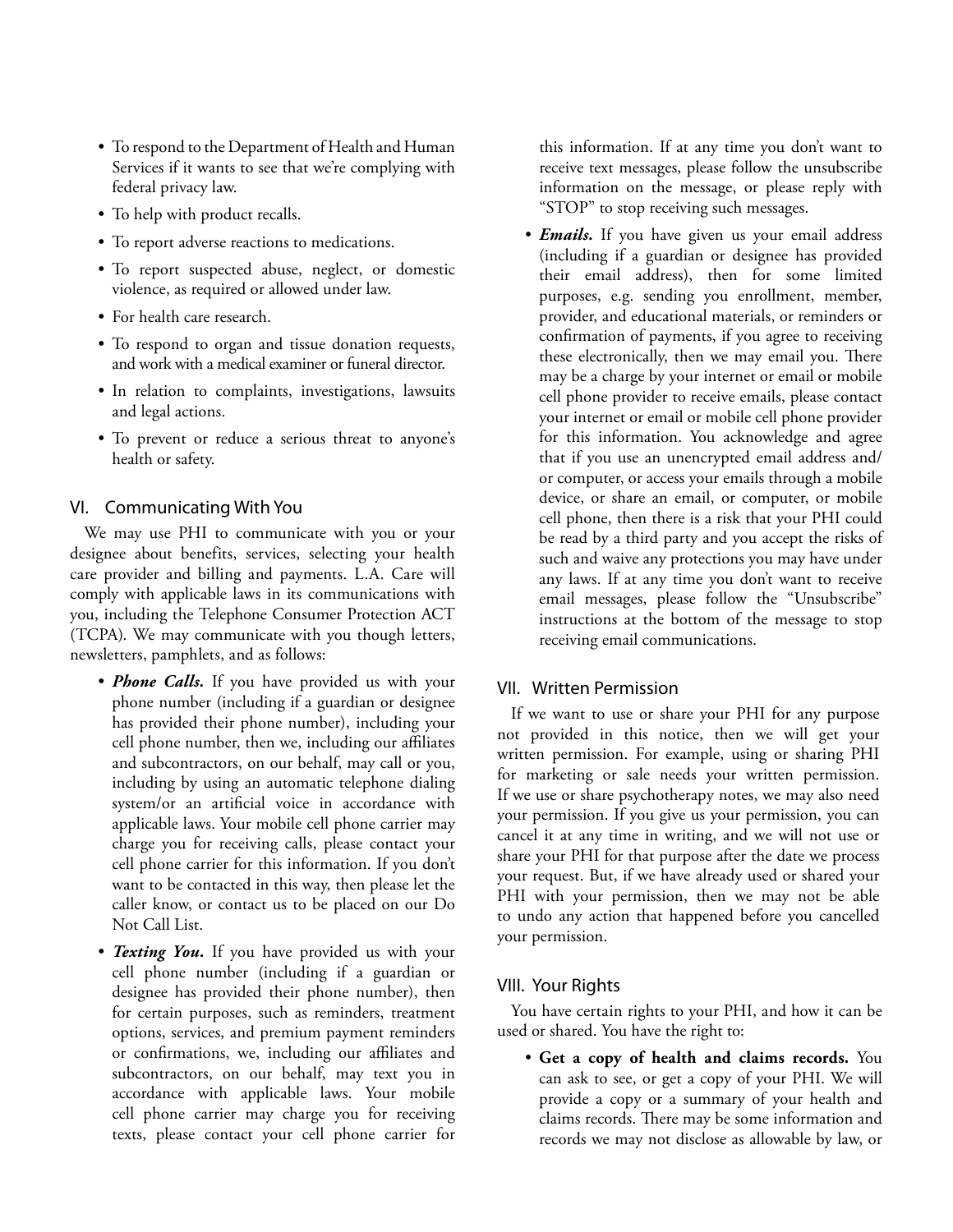- To respond to the Department of Health and Human Services if it wants to see that we're complying with federal privacy law.
- To help with product recalls.
- To report adverse reactions to medications.
- To report suspected abuse, neglect, or domestic violence, as required or allowed under law.
- For health care research.
- To respond to organ and tissue donation requests, and work with a medical examiner or funeral director.
- In relation to complaints, investigations, lawsuits and legal actions.
- To prevent or reduce a serious threat to anyone's health or safety.

## VI. Communicating With You

We may use PHI to communicate with you or your designee about benefits, services, selecting your health care provider and billing and payments. L.A. Care will comply with applicable laws in its communications with you, including the Telephone Consumer Protection ACT (TCPA). We may communicate with you though letters, newsletters, pamphlets, and as follows:

- ***Phone Calls.*** If you have provided us with your phone number (including if a guardian or designee has provided their phone number), including your cell phone number, then we, including our affiliates and subcontractors, on our behalf, may call or you, including by using an automatic telephone dialing system/or an artificial voice in accordance with applicable laws. Your mobile cell phone carrier may charge you for receiving calls, please contact your cell phone carrier for this information. If you don't want to be contacted in this way, then please let the caller know, or contact us to be placed on our Do Not Call List.
- ***Texting You.*** If you have provided us with your cell phone number (including if a guardian or designee has provided their phone number), then for certain purposes, such as reminders, treatment options, services, and premium payment reminders or confirmations, we, including our affiliates and subcontractors, on our behalf, may text you in accordance with applicable laws. Your mobile cell phone carrier may charge you for receiving texts, please contact your cell phone carrier for this information. If at any time you don't want to receive text messages, please follow the unsubscribe information on the message, or please reply with "STOP" to stop receiving such messages.
- ***Emails.*** If you have given us your email address (including if a guardian or designee has provided their email address), then for some limited purposes, e.g. sending you enrollment, member, provider, and educational materials, or reminders or confirmation of payments, if you agree to receiving these electronically, then we may email you. There may be a charge by your internet or email or mobile cell phone provider to receive emails, please contact your internet or email or mobile cell phone provider for this information. You acknowledge and agree that if you use an unencrypted email address and/or computer, or access your emails through a mobile device, or share an email, or computer, or mobile cell phone, then there is a risk that your PHI could be read by a third party and you accept the risks of such and waive any protections you may have under any laws. If at any time you don't want to receive email messages, please follow the "Unsubscribe" instructions at the bottom of the message to stop receiving email communications.

## VII. Written Permission

If we want to use or share your PHI for any purpose not provided in this notice, then we will get your written permission. For example, using or sharing PHI for marketing or sale needs your written permission. If we use or share psychotherapy notes, we may also need your permission. If you give us your permission, you can cancel it at any time in writing, and we will not use or share your PHI for that purpose after the date we process your request. But, if we have already used or shared your PHI with your permission, then we may not be able to undo any action that happened before you cancelled your permission.

## VIII. Your Rights

You have certain rights to your PHI, and how it can be used or shared. You have the right to:

- **Get a copy of health and claims records.** You can ask to see, or get a copy of your PHI. We will provide a copy or a summary of your health and claims records. There may be some information and records we may not disclose as allowable by law, or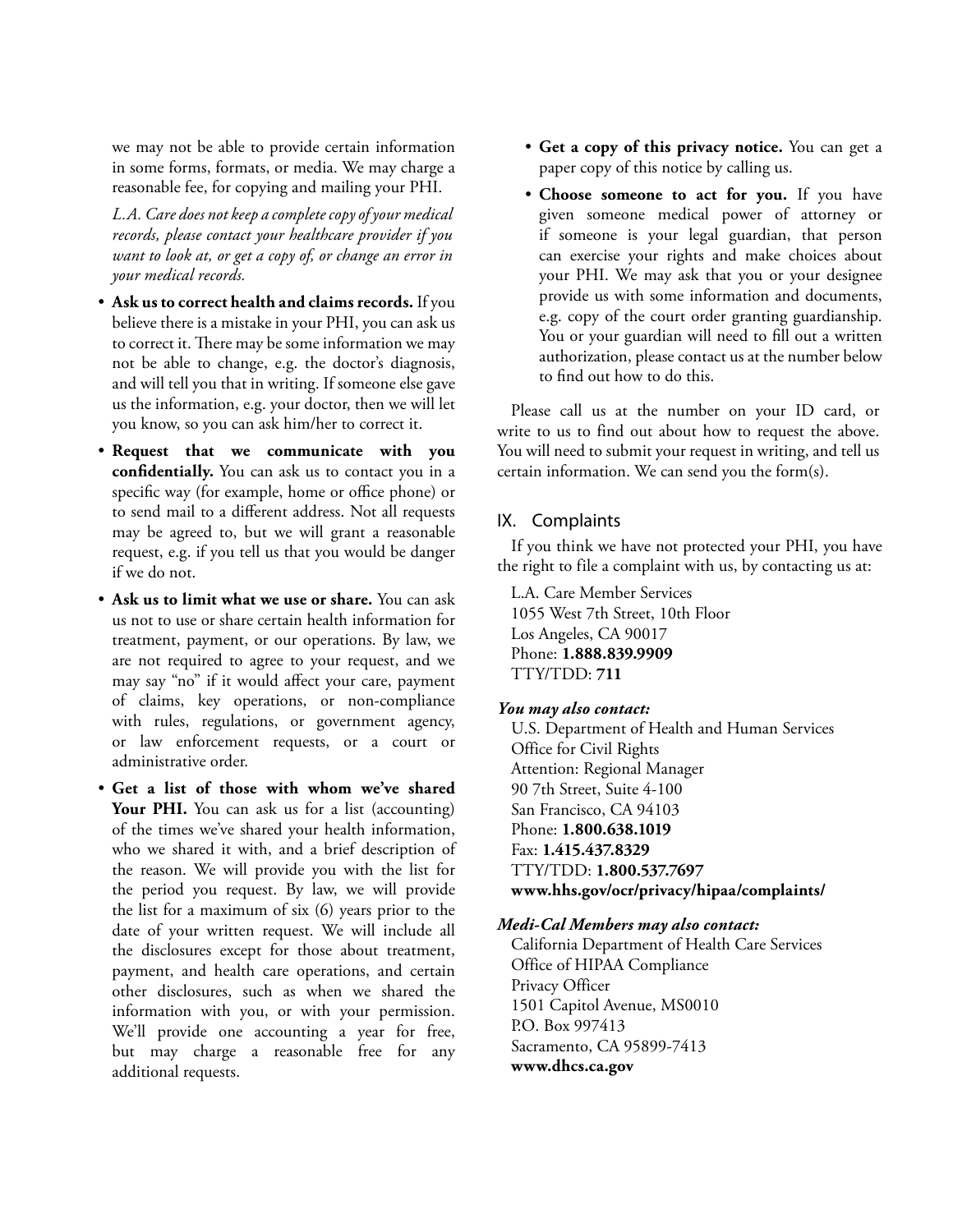we may not be able to provide certain information in some forms, formats, or media. We may charge a reasonable fee, for copying and mailing your PHI.

*L.A. Care does not keep a complete copy of your medical records, please contact your healthcare provider if you want to look at, or get a copy of, or change an error in your medical records.*

- **Ask us to correct health and claims records.** If you believe there is a mistake in your PHI, you can ask us to correct it. There may be some information we may not be able to change, e.g. the doctor's diagnosis, and will tell you that in writing. If someone else gave us the information, e.g. your doctor, then we will let you know, so you can ask him/her to correct it.
- **Request that we communicate with you confidentially.** You can ask us to contact you in a specific way (for example, home or office phone) or to send mail to a different address. Not all requests may be agreed to, but we will grant a reasonable request, e.g. if you tell us that you would be danger if we do not.
- **Ask us to limit what we use or share.** You can ask us not to use or share certain health information for treatment, payment, or our operations. By law, we are not required to agree to your request, and we may say "no" if it would affect your care, payment of claims, key operations, or non-compliance with rules, regulations, or government agency, or law enforcement requests, or a court or administrative order.
- **Get a list of those with whom we've shared Your PHI.** You can ask us for a list (accounting) of the times we've shared your health information, who we shared it with, and a brief description of the reason. We will provide you with the list for the period you request. By law, we will provide the list for a maximum of six (6) years prior to the date of your written request. We will include all the disclosures except for those about treatment, payment, and health care operations, and certain other disclosures, such as when we shared the information with you, or with your permission. We'll provide one accounting a year for free, but may charge a reasonable free for any additional requests.
- **Get a copy of this privacy notice.** You can get a paper copy of this notice by calling us.
- **Choose someone to act for you.** If you have given someone medical power of attorney or if someone is your legal guardian, that person can exercise your rights and make choices about your PHI. We may ask that you or your designee provide us with some information and documents, e.g. copy of the court order granting guardianship. You or your guardian will need to fill out a written authorization, please contact us at the number below to find out how to do this.

Please call us at the number on your ID card, or write to us to find out about how to request the above. You will need to submit your request in writing, and tell us certain information. We can send you the form(s).

## IX. Complaints

If you think we have not protected your PHI, you have the right to file a complaint with us, by contacting us at:

L.A. Care Member Services
1055 West 7th Street, 10th Floor
Los Angeles, CA 90017
Phone: **1.888.839.9909**
TTY/TDD: **711**

***You may also contact:***

U.S. Department of Health and Human Services
Office for Civil Rights
Attention: Regional Manager
90 7th Street, Suite 4-100
San Francisco, CA 94103
Phone: **1.800.638.1019**
Fax: **1.415.437.8329**
TTY/TDD: **1.800.537.7697**
**www.hhs.gov/ocr/privacy/hipaa/complaints/**

***Medi-Cal Members may also contact:***

California Department of Health Care Services
Office of HIPAA Compliance
Privacy Officer
1501 Capitol Avenue, MS0010
P.O. Box 997413
Sacramento, CA 95899-7413
**www.dhcs.ca.gov**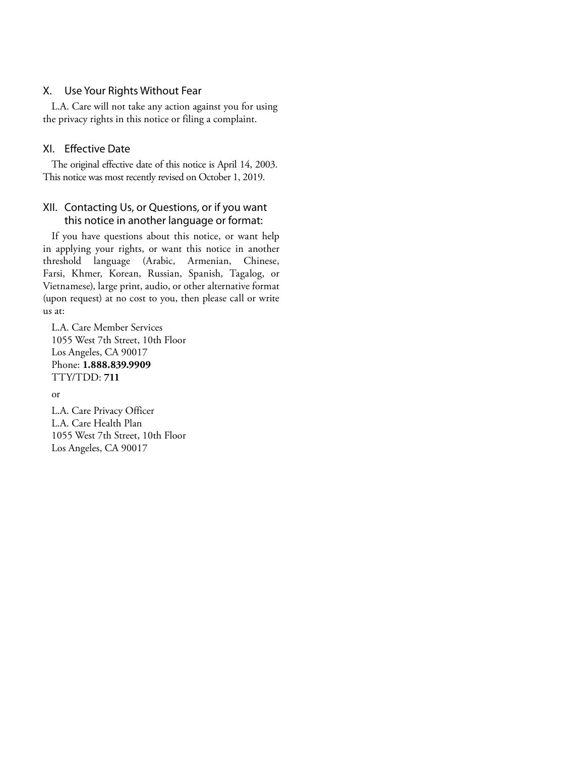## X. Use Your Rights Without Fear

L.A. Care will not take any action against you for using the privacy rights in this notice or filing a complaint.

## XI. Effective Date

The original effective date of this notice is April 14, 2003. This notice was most recently revised on October 1, 2019.

## XII. Contacting Us, or Questions, or if you want this notice in another language or format:

If you have questions about this notice, or want help in applying your rights, or want this notice in another threshold language (Arabic, Armenian, Chinese, Farsi, Khmer, Korean, Russian, Spanish, Tagalog, or Vietnamese), large print, audio, or other alternative format (upon request) at no cost to you, then please call or write us at:

L.A. Care Member Services
1055 West 7th Street, 10th Floor
Los Angeles, CA 90017
Phone: **1.888.839.9909**
TTY/TDD: **711**

or

L.A. Care Privacy Officer
L.A. Care Health Plan
1055 West 7th Street, 10th Floor
Los Angeles, CA 90017